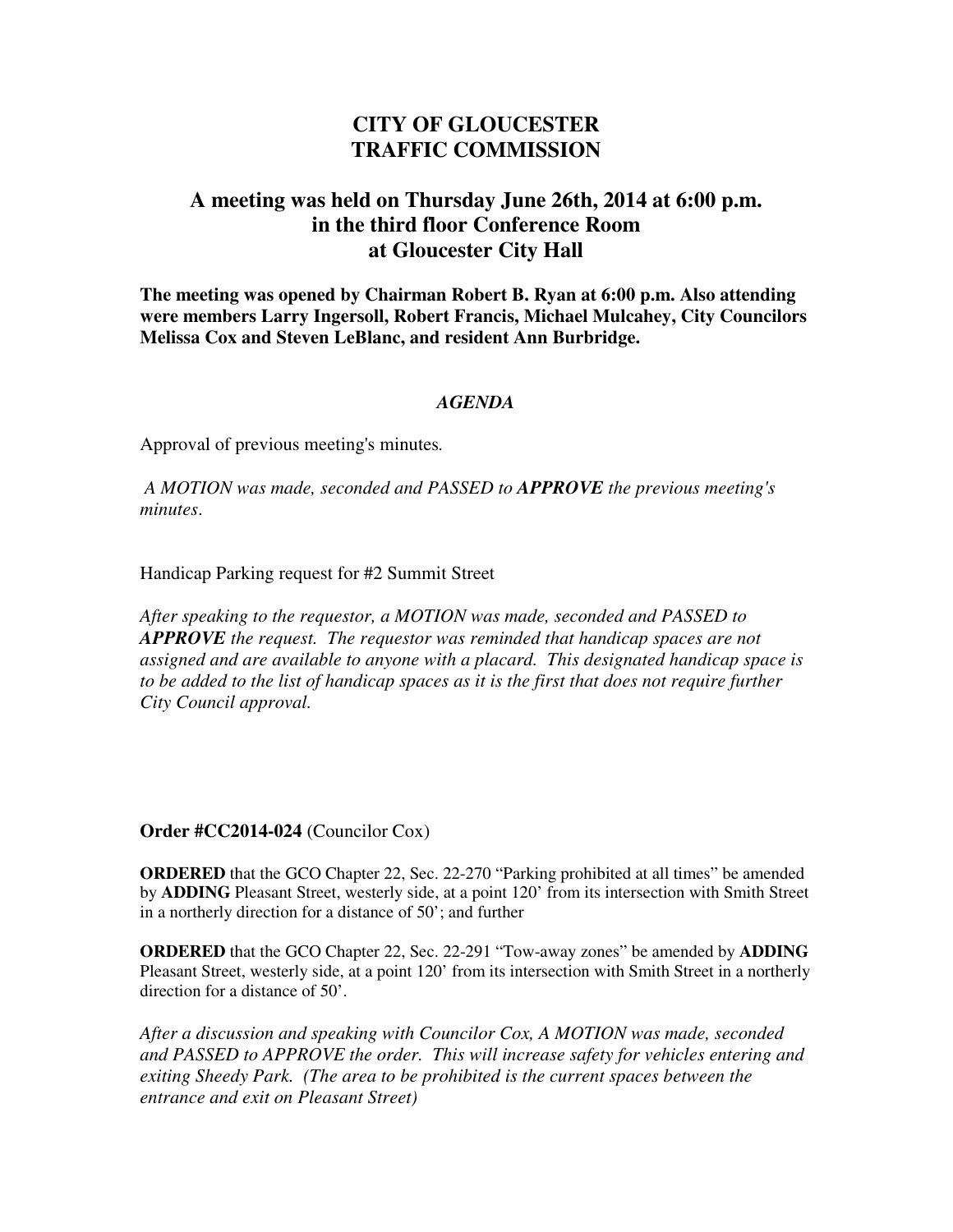# CITY OF GLOUCESTER
# TRAFFIC COMMISSION

## A meeting was held on Thursday June 26th, 2014 at 6:00 p.m. in the third floor Conference Room at Gloucester City Hall

**The meeting was opened by Chairman Robert B. Ryan at 6:00 p.m. Also attending were members Larry Ingersoll, Robert Francis, Michael Mulcahey, City Councilors Melissa Cox and Steven LeBlanc, and resident Ann Burbridge.**

### *AGENDA*

Approval of previous meeting's minutes.

*A MOTION was made, seconded and PASSED to* ***APPROVE*** *the previous meeting's minutes.*

Handicap Parking request for #2 Summit Street

*After speaking to the requestor, a MOTION was made, seconded and PASSED to* ***APPROVE*** *the request. The requestor was reminded that handicap spaces are not assigned and are available to anyone with a placard. This designated handicap space is to be added to the list of handicap spaces as it is the first that does not require further City Council approval.*

**Order #CC2014-024** (Councilor Cox)

**ORDERED** that the GCO Chapter 22, Sec. 22-270 "Parking prohibited at all times" be amended by **ADDING** Pleasant Street, westerly side, at a point 120' from its intersection with Smith Street in a northerly direction for a distance of 50'; and further

**ORDERED** that the GCO Chapter 22, Sec. 22-291 "Tow-away zones" be amended by **ADDING** Pleasant Street, westerly side, at a point 120' from its intersection with Smith Street in a northerly direction for a distance of 50'.

*After a discussion and speaking with Councilor Cox, A MOTION was made, seconded and PASSED to APPROVE the order. This will increase safety for vehicles entering and exiting Sheedy Park. (The area to be prohibited is the current spaces between the entrance and exit on Pleasant Street)*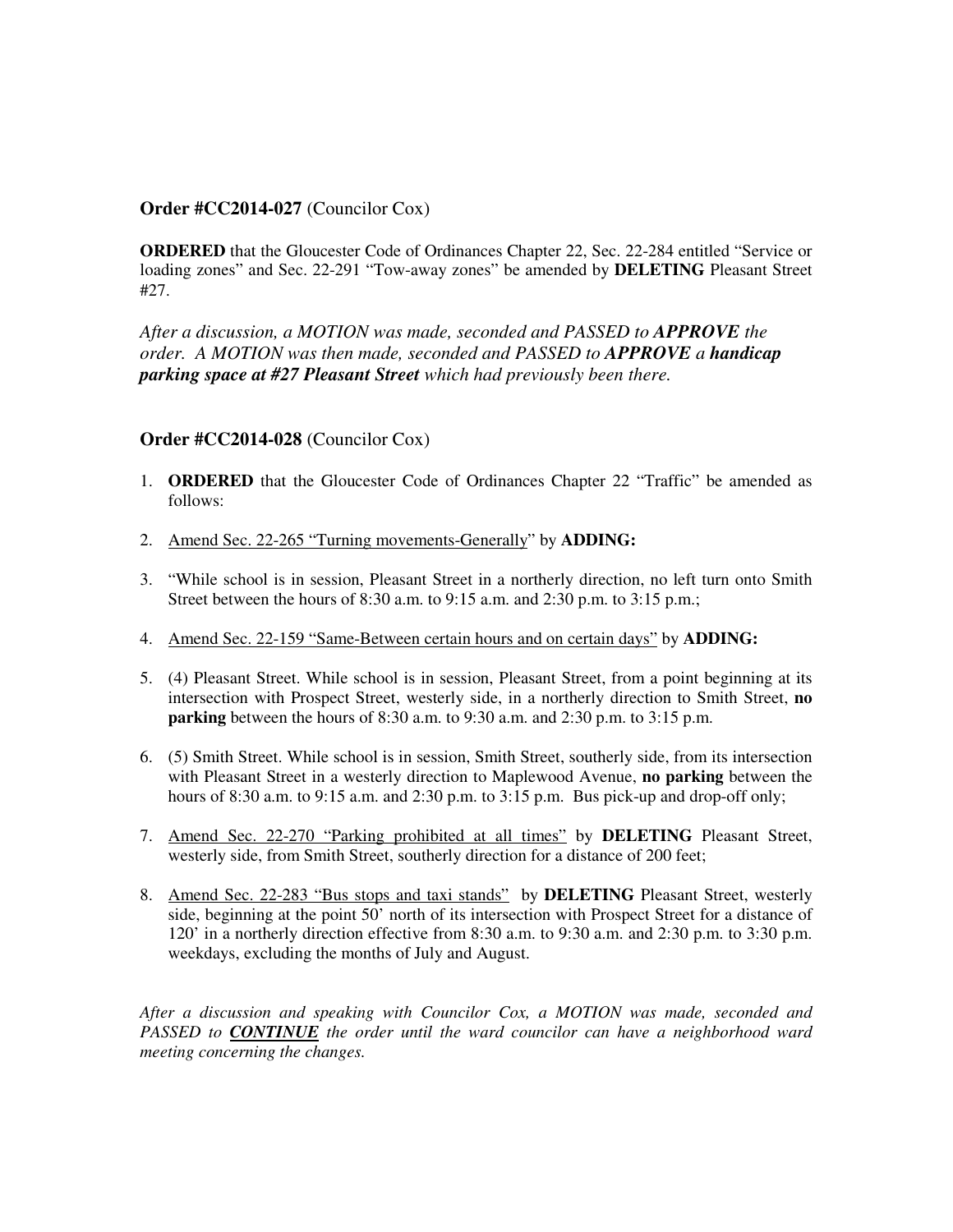**Order #CC2014-027** (Councilor Cox)

**ORDERED** that the Gloucester Code of Ordinances Chapter 22, Sec. 22-284 entitled "Service or loading zones" and Sec. 22-291 "Tow-away zones" be amended by **DELETING** Pleasant Street #27.

*After a discussion, a MOTION was made, seconded and PASSED to **APPROVE** the order. A MOTION was then made, seconded and PASSED to **APPROVE** a **handicap parking space at #27 Pleasant Street** which had previously been there.*

**Order #CC2014-028** (Councilor Cox)

1. **ORDERED** that the Gloucester Code of Ordinances Chapter 22 "Traffic" be amended as follows:
2. Amend Sec. 22-265 "Turning movements-Generally" by **ADDING:**
3. "While school is in session, Pleasant Street in a northerly direction, no left turn onto Smith Street between the hours of 8:30 a.m. to 9:15 a.m. and 2:30 p.m. to 3:15 p.m.;
4. Amend Sec. 22-159 "Same-Between certain hours and on certain days" by **ADDING:**
5. (4) Pleasant Street. While school is in session, Pleasant Street, from a point beginning at its intersection with Prospect Street, westerly side, in a northerly direction to Smith Street, **no parking** between the hours of 8:30 a.m. to 9:30 a.m. and 2:30 p.m. to 3:15 p.m.
6. (5) Smith Street. While school is in session, Smith Street, southerly side, from its intersection with Pleasant Street in a westerly direction to Maplewood Avenue, **no parking** between the hours of 8:30 a.m. to 9:15 a.m. and 2:30 p.m. to 3:15 p.m. Bus pick-up and drop-off only;
7. Amend Sec. 22-270 "Parking prohibited at all times" by **DELETING** Pleasant Street, westerly side, from Smith Street, southerly direction for a distance of 200 feet;
8. Amend Sec. 22-283 "Bus stops and taxi stands" by **DELETING** Pleasant Street, westerly side, beginning at the point 50' north of its intersection with Prospect Street for a distance of 120' in a northerly direction effective from 8:30 a.m. to 9:30 a.m. and 2:30 p.m. to 3:30 p.m. weekdays, excluding the months of July and August.

*After a discussion and speaking with Councilor Cox, a MOTION was made, seconded and PASSED to **CONTINUE** the order until the ward councilor can have a neighborhood ward meeting concerning the changes.*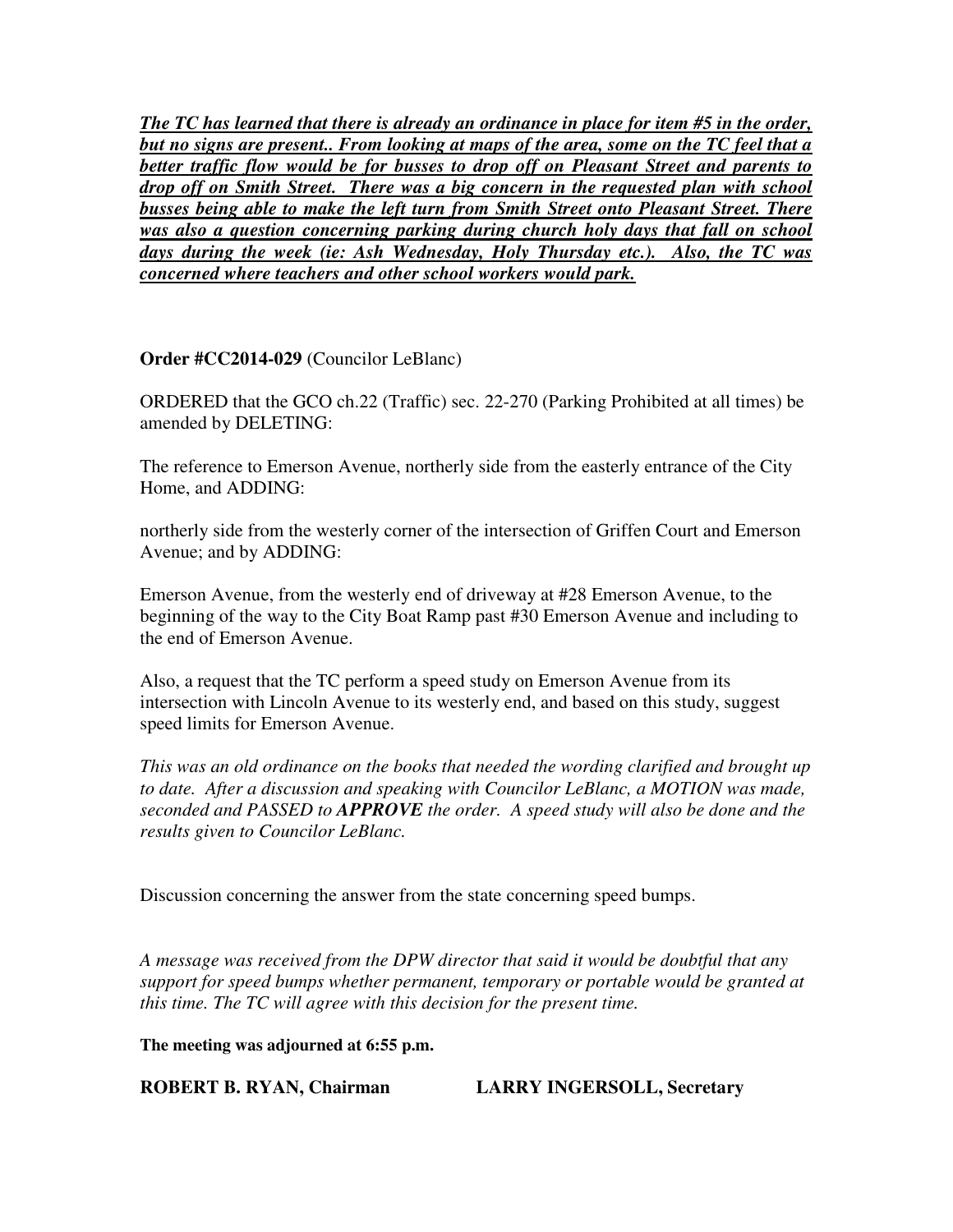***The TC has learned that there is already an ordinance in place for item #5 in the order, but no signs are present.. From looking at maps of the area, some on the TC feel that a better traffic flow would be for busses to drop off on Pleasant Street and parents to drop off on Smith Street. There was a big concern in the requested plan with school busses being able to make the left turn from Smith Street onto Pleasant Street. There was also a question concerning parking during church holy days that fall on school days during the week (ie: Ash Wednesday, Holy Thursday etc.). Also, the TC was concerned where teachers and other school workers would park.***

**Order #CC2014-029** (Councilor LeBlanc)

ORDERED that the GCO ch.22 (Traffic) sec. 22-270 (Parking Prohibited at all times) be amended by DELETING:

The reference to Emerson Avenue, northerly side from the easterly entrance of the City Home, and ADDING:

northerly side from the westerly corner of the intersection of Griffen Court and Emerson Avenue; and by ADDING:

Emerson Avenue, from the westerly end of driveway at #28 Emerson Avenue, to the beginning of the way to the City Boat Ramp past #30 Emerson Avenue and including to the end of Emerson Avenue.

Also, a request that the TC perform a speed study on Emerson Avenue from its intersection with Lincoln Avenue to its westerly end, and based on this study, suggest speed limits for Emerson Avenue.

*This was an old ordinance on the books that needed the wording clarified and brought up to date. After a discussion and speaking with Councilor LeBlanc, a MOTION was made, seconded and PASSED to **APPROVE** the order. A speed study will also be done and the results given to Councilor LeBlanc.*

Discussion concerning the answer from the state concerning speed bumps.

*A message was received from the DPW director that said it would be doubtful that any support for speed bumps whether permanent, temporary or portable would be granted at this time. The TC will agree with this decision for the present time.*

**The meeting was adjourned at 6:55 p.m.**

**ROBERT B. RYAN, Chairman** **LARRY INGERSOLL, Secretary**